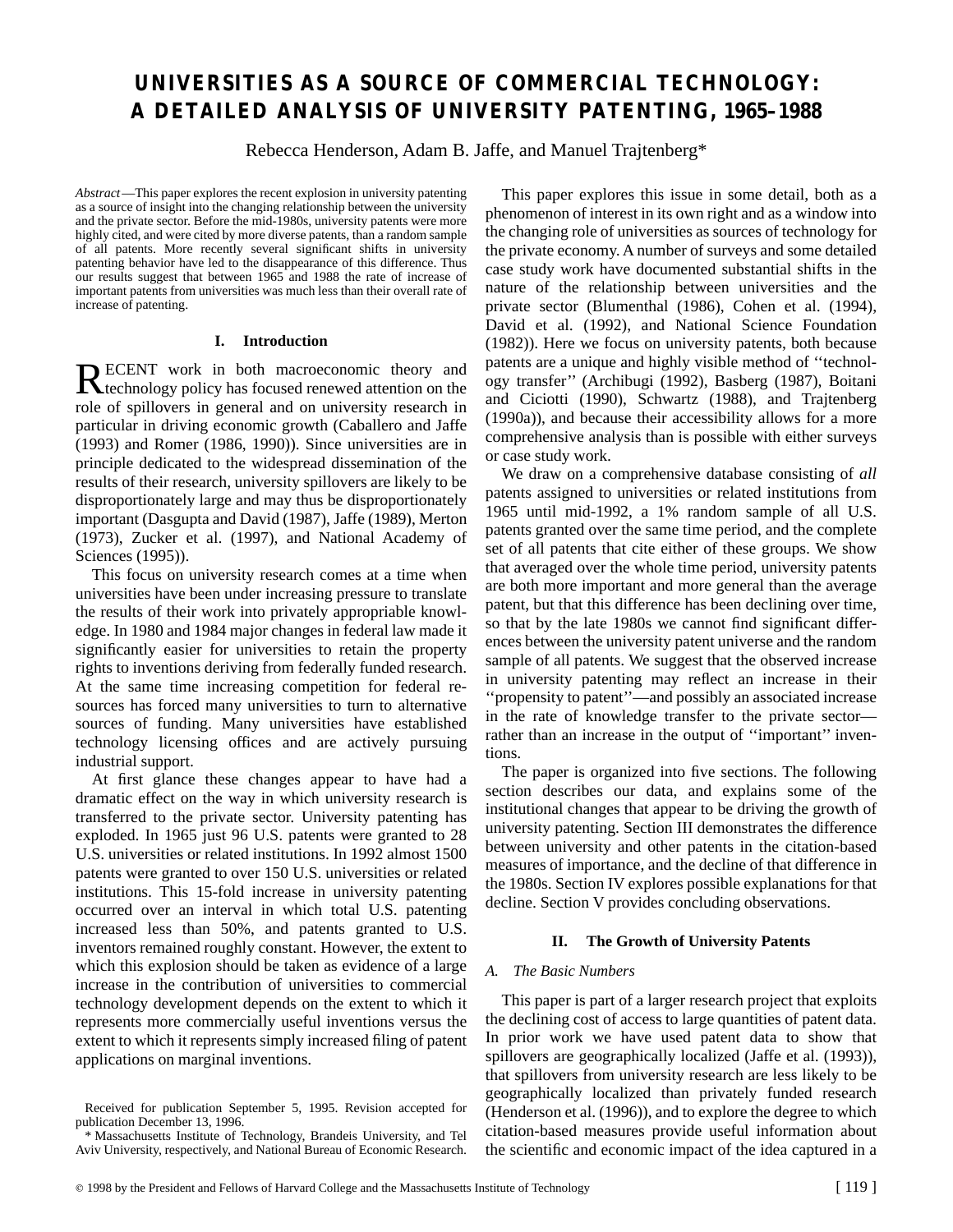# UNIVERSITIES AS A SOURCE OF COMMERCIAL TECHNOLOGY: A DETAILED ANALYSIS OF UNIVERSITY PATENTING, 1965–1988

Rebecca Henderson, Adam B. Jaffe, and Manuel Trajtenberg*

*Abstract*—This paper explores the recent explosion in university patenting as a source of insight into the changing relationship between the university and the private sector. Before the mid-1980s, university patents were more highly cited, and were cited by more diverse patents, than a random sample of all patents. More recently several significant shifts in university patenting behavior have led to the disappearance of this difference. Thus our results suggest that between 1965 and 1988 the rate of increase of important patents from universities was much less than their overall rate of increase of patenting.

## I. Introduction

RECENT work in both macroeconomic theory and technology policy has focused renewed attention on the role of spillovers in general and on university research in particular in driving economic growth (Caballero and Jaffe (1993) and Romer (1986, 1990)). Since universities are in principle dedicated to the widespread dissemination of the results of their research, university spillovers are likely to be disproportionately large and may thus be disproportionately important (Dasgupta and David (1987), Jaffe (1989), Merton (1973), Zucker et al. (1997), and National Academy of Sciences (1995)).

This focus on university research comes at a time when universities have been under increasing pressure to translate the results of their work into privately appropriable knowledge. In 1980 and 1984 major changes in federal law made it significantly easier for universities to retain the property rights to inventions deriving from federally funded research. At the same time increasing competition for federal resources has forced many universities to turn to alternative sources of funding. Many universities have established technology licensing offices and are actively pursuing industrial support.

At first glance these changes appear to have had a dramatic effect on the way in which university research is transferred to the private sector. University patenting has exploded. In 1965 just 96 U.S. patents were granted to 28 U.S. universities or related institutions. In 1992 almost 1500 patents were granted to over 150 U.S. universities or related institutions. This 15-fold increase in university patenting occurred over an interval in which total U.S. patenting increased less than 50%, and patents granted to U.S. inventors remained roughly constant. However, the extent to which this explosion should be taken as evidence of a large increase in the contribution of universities to commercial technology development depends on the extent to which it represents more commercially useful inventions versus the extent to which it represents simply increased filing of patent applications on marginal inventions.

This paper explores this issue in some detail, both as a phenomenon of interest in its own right and as a window into the changing role of universities as sources of technology for the private economy. A number of surveys and some detailed case study work have documented substantial shifts in the nature of the relationship between universities and the private sector (Blumenthal (1986), Cohen et al. (1994), David et al. (1992), and National Science Foundation (1982)). Here we focus on university patents, both because patents are a unique and highly visible method of ''technology transfer'' (Archibugi (1992), Basberg (1987), Boitani and Ciciotti (1990), Schwartz (1988), and Trajtenberg (1990a)), and because their accessibility allows for a more comprehensive analysis than is possible with either surveys or case study work.

We draw on a comprehensive database consisting of *all* patents assigned to universities or related institutions from 1965 until mid-1992, a 1% random sample of all U.S. patents granted over the same time period, and the complete set of all patents that cite either of these groups. We show that averaged over the whole time period, university patents are both more important and more general than the average patent, but that this difference has been declining over time, so that by the late 1980s we cannot find significant differences between the university patent universe and the random sample of all patents. We suggest that the observed increase in university patenting may reflect an increase in their ''propensity to patent''—and possibly an associated increase in the rate of knowledge transfer to the private sector—rather than an increase in the output of ''important'' inventions.

The paper is organized into five sections. The following section describes our data, and explains some of the institutional changes that appear to be driving the growth of university patenting. Section III demonstrates the difference between university and other patents in the citation-based measures of importance, and the decline of that difference in the 1980s. Section IV explores possible explanations for that decline. Section V provides concluding observations.

## II. The Growth of University Patents

### *A. The Basic Numbers*

This paper is part of a larger research project that exploits the declining cost of access to large quantities of patent data. In prior work we have used patent data to show that spillovers are geographically localized (Jaffe et al. (1993)), that spillovers from university research are less likely to be geographically localized than privately funded research (Henderson et al. (1996)), and to explore the degree to which citation-based measures provide useful information about the scientific and economic impact of the idea captured in a

Received for publication September 5, 1995. Revision accepted for publication December 13, 1996.

\* Massachusetts Institute of Technology, Brandeis University, and Tel Aviv University, respectively, and National Bureau of Economic Research.

© 1998 by the President and Fellows of Harvard College and the Massachusetts Institute of Technology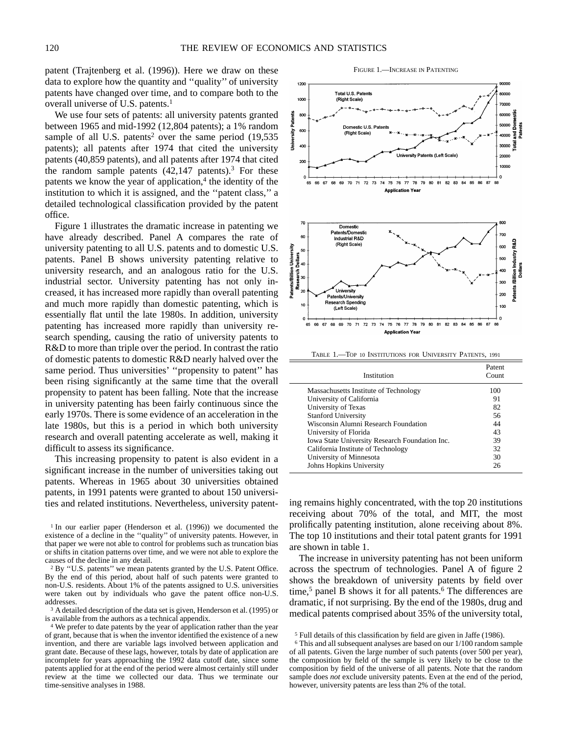patent (Trajtenberg et al. (1996)). Here we draw on these data to explore how the quantity and ''quality'' of university patents have changed over time, and to compare both to the overall universe of U.S. patents.[1]

We use four sets of patents: all university patents granted between 1965 and mid-1992 (12,804 patents); a 1% random sample of all U.S. patents[2] over the same period (19,535 patents); all patents after 1974 that cited the university patents (40,859 patents), and all patents after 1974 that cited the random sample patents (42,147 patents).[3] For these patents we know the year of application,[4] the identity of the institution to which it is assigned, and the ''patent class,'' a detailed technological classification provided by the patent office.

Figure 1 illustrates the dramatic increase in patenting we have already described. Panel A compares the rate of university patenting to all U.S. patents and to domestic U.S. patents. Panel B shows university patenting relative to university research, and an analogous ratio for the U.S. industrial sector. University patenting has not only increased, it has increased more rapidly than overall patenting and much more rapidly than domestic patenting, which is essentially flat until the late 1980s. In addition, university patenting has increased more rapidly than university research spending, causing the ratio of university patents to R&D to more than triple over the period. In contrast the ratio of domestic patents to domestic R&D nearly halved over the same period. Thus universities' ''propensity to patent'' has been rising significantly at the same time that the overall propensity to patent has been falling. Note that the increase in university patenting has been fairly continuous since the early 1970s. There is some evidence of an acceleration in the late 1980s, but this is a period in which both university research and overall patenting accelerate as well, making it difficult to assess its significance.

This increasing propensity to patent is also evident in a significant increase in the number of universities taking out patents. Whereas in 1965 about 30 universities obtained patents, in 1991 patents were granted to about 150 universities and related institutions. Nevertheless, university patenting remains highly concentrated, with the top 20 institutions receiving about 70% of the total, and MIT, the most prolifically patenting institution, alone receiving about 8%. The top 10 institutions and their total patent grants for 1991 are shown in table 1.

FIGURE 1.—INCREASE IN PATENTING

TABLE 1.—TOP 10 INSTITUTIONS FOR UNIVERSITY PATENTS, 1991

| Institution | Patent Count |
|---|---|
| Massachusetts Institute of Technology | 100 |
| University of California | 91 |
| University of Texas | 82 |
| Stanford University | 56 |
| Wisconsin Alumni Research Foundation | 44 |
| University of Florida | 43 |
| Iowa State University Research Foundation Inc. | 39 |
| California Institute of Technology | 32 |
| University of Minnesota | 30 |
| Johns Hopkins University | 26 |

The increase in university patenting has not been uniform across the spectrum of technologies. Panel A of figure 2 shows the breakdown of university patents by field over time,[5] panel B shows it for all patents.[6] The differences are dramatic, if not surprising. By the end of the 1980s, drug and medical patents comprised about 35% of the university total,

[1] In our earlier paper (Henderson et al. (1996)) we documented the existence of a decline in the ''quality'' of university patents. However, in that paper we were not able to control for problems such as truncation bias or shifts in citation patterns over time, and we were not able to explore the causes of the decline in any detail.

[2] By ''U.S. patents'' we mean patents granted by the U.S. Patent Office. By the end of this period, about half of such patents were granted to non-U.S. residents. About 1% of the patents assigned to U.S. universities were taken out by individuals who gave the patent office non-U.S. addresses.

[3] A detailed description of the data set is given, Henderson et al. (1995) or is available from the authors as a technical appendix.

[4] We prefer to date patents by the year of application rather than the year of grant, because that is when the inventor identified the existence of a new invention, and there are variable lags involved between application and grant date. Because of these lags, however, totals by date of application are incomplete for years approaching the 1992 data cutoff date, since some patents applied for at the end of the period were almost certainly still under review at the time we collected our data. Thus we terminate our time-sensitive analyses in 1988.

[5] Full details of this classification by field are given in Jaffe (1986).

[6] This and all subsequent analyses are based on our 1/100 random sample of all patents. Given the large number of such patents (over 500 per year), the composition by field of the sample is very likely to be close to the composition by field of the universe of all patents. Note that the random sample does *not* exclude university patents. Even at the end of the period, however, university patents are less than 2% of the total.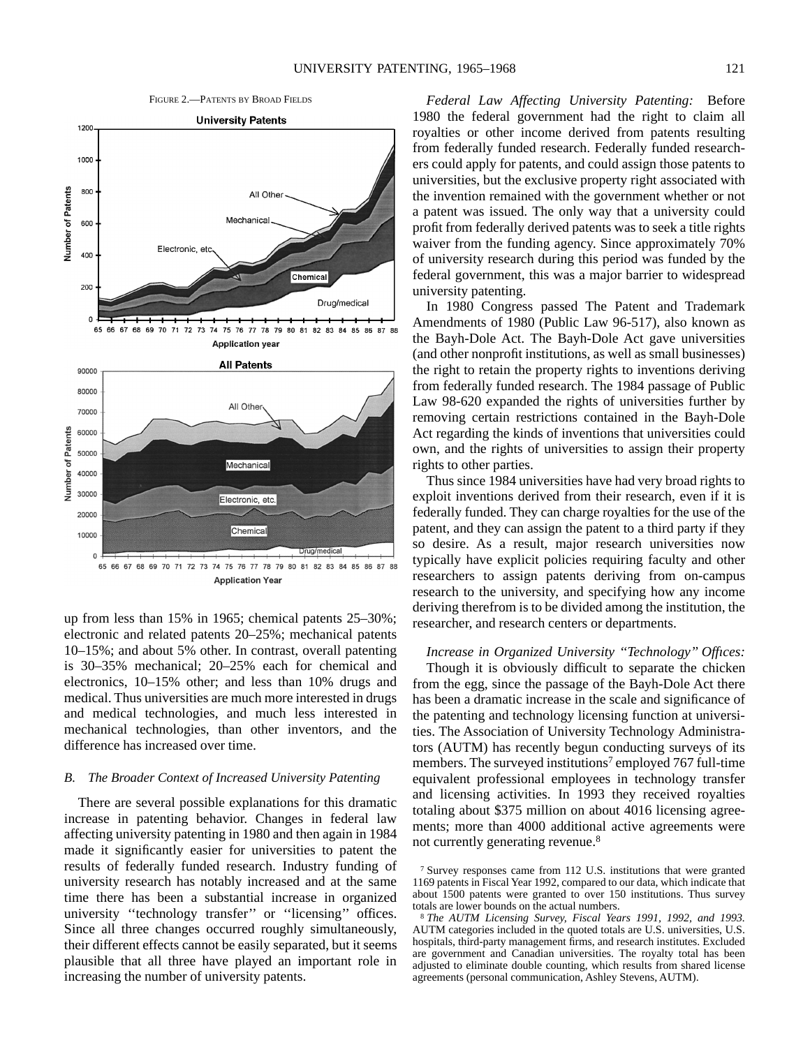FIGURE 2.—PATENTS BY BROAD FIELDS

up from less than 15% in 1965; chemical patents 25–30%; electronic and related patents 20–25%; mechanical patents 10–15%; and about 5% other. In contrast, overall patenting is 30–35% mechanical; 20–25% each for chemical and electronics, 10–15% other; and less than 10% drugs and medical. Thus universities are much more interested in drugs and medical technologies, and much less interested in mechanical technologies, than other inventors, and the difference has increased over time.

### B. The Broader Context of Increased University Patenting

There are several possible explanations for this dramatic increase in patenting behavior. Changes in federal law affecting university patenting in 1980 and then again in 1984 made it significantly easier for universities to patent the results of federally funded research. Industry funding of university research has notably increased and at the same time there has been a substantial increase in organized university ''technology transfer'' or ''licensing'' offices. Since all three changes occurred roughly simultaneously, their different effects cannot be easily separated, but it seems plausible that all three have played an important role in increasing the number of university patents.

*Federal Law Affecting University Patenting:* Before 1980 the federal government had the right to claim all royalties or other income derived from patents resulting from federally funded research. Federally funded researchers could apply for patents, and could assign those patents to universities, but the exclusive property right associated with the invention remained with the government whether or not a patent was issued. The only way that a university could profit from federally derived patents was to seek a title rights waiver from the funding agency. Since approximately 70% of university research during this period was funded by the federal government, this was a major barrier to widespread university patenting.

In 1980 Congress passed The Patent and Trademark Amendments of 1980 (Public Law 96-517), also known as the Bayh-Dole Act. The Bayh-Dole Act gave universities (and other nonprofit institutions, as well as small businesses) the right to retain the property rights to inventions deriving from federally funded research. The 1984 passage of Public Law 98-620 expanded the rights of universities further by removing certain restrictions contained in the Bayh-Dole Act regarding the kinds of inventions that universities could own, and the rights of universities to assign their property rights to other parties.

Thus since 1984 universities have had very broad rights to exploit inventions derived from their research, even if it is federally funded. They can charge royalties for the use of the patent, and they can assign the patent to a third party if they so desire. As a result, major research universities now typically have explicit policies requiring faculty and other researchers to assign patents deriving from on-campus research to the university, and specifying how any income deriving therefrom is to be divided among the institution, the researcher, and research centers or departments.

*Increase in Organized University ''Technology'' Offices:* Though it is obviously difficult to separate the chicken from the egg, since the passage of the Bayh-Dole Act there has been a dramatic increase in the scale and significance of the patenting and technology licensing function at universities. The Association of University Technology Administrators (AUTM) has recently begun conducting surveys of its members. The surveyed institutions[7] employed 767 full-time equivalent professional employees in technology transfer and licensing activities. In 1993 they received royalties totaling about \$375 million on about 4016 licensing agreements; more than 4000 additional active agreements were not currently generating revenue.[8]

[7] Survey responses came from 112 U.S. institutions that were granted 1169 patents in Fiscal Year 1992, compared to our data, which indicate that about 1500 patents were granted to over 150 institutions. Thus survey totals are lower bounds on the actual numbers.

[8] *The AUTM Licensing Survey, Fiscal Years 1991, 1992, and 1993.* AUTM categories included in the quoted totals are U.S. universities, U.S. hospitals, third-party management firms, and research institutes. Excluded are government and Canadian universities. The royalty total has been adjusted to eliminate double counting, which results from shared license agreements (personal communication, Ashley Stevens, AUTM).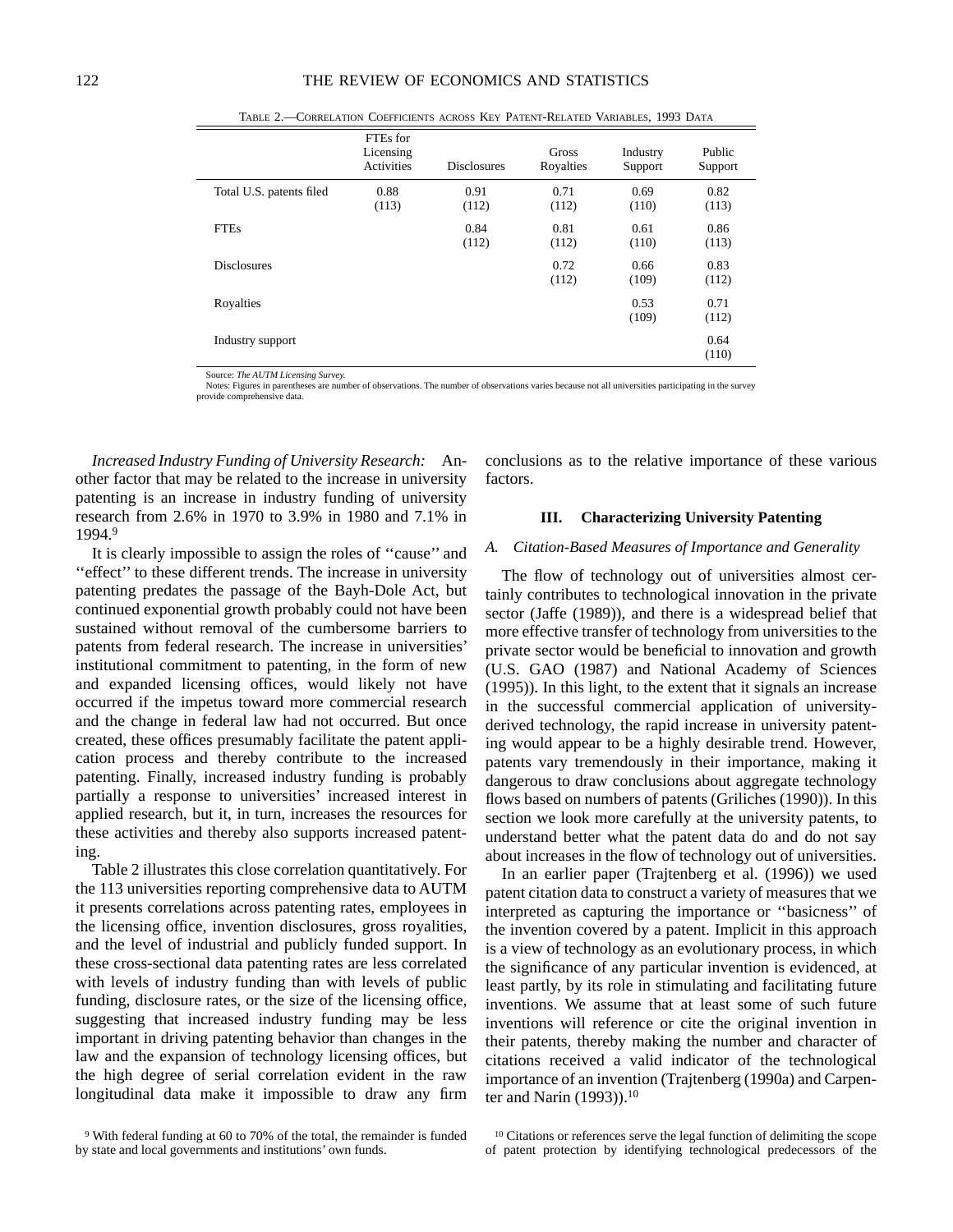TABLE 2.—CORRELATION COEFFICIENTS ACROSS KEY PATENT-RELATED VARIABLES, 1993 DATA

| | FTEs for Licensing Activities | Disclosures | Gross Royalties | Industry Support | Public Support |
|---|---|---|---|---|---|
| Total U.S. patents filed | 0.88 (113) | 0.91 (112) | 0.71 (112) | 0.69 (110) | 0.82 (113) |
| FTEs | | 0.84 (112) | 0.81 (112) | 0.61 (110) | 0.86 (113) |
| Disclosures | | | 0.72 (112) | 0.66 (109) | 0.83 (112) |
| Royalties | | | | 0.53 (109) | 0.71 (112) |
| Industry support | | | | | 0.64 (110) |

Source: *The AUTM Licensing Survey.*
Notes: Figures in parentheses are number of observations. The number of observations varies because not all universities participating in the survey provide comprehensive data.

*Increased Industry Funding of University Research:* Another factor that may be related to the increase in university patenting is an increase in industry funding of university research from 2.6% in 1970 to 3.9% in 1980 and 7.1% in 1994.[9]

It is clearly impossible to assign the roles of ''cause'' and ''effect'' to these different trends. The increase in university patenting predates the passage of the Bayh-Dole Act, but continued exponential growth probably could not have been sustained without removal of the cumbersome barriers to patents from federal research. The increase in universities' institutional commitment to patenting, in the form of new and expanded licensing offices, would likely not have occurred if the impetus toward more commercial research and the change in federal law had not occurred. But once created, these offices presumably facilitate the patent application process and thereby contribute to the increased patenting. Finally, increased industry funding is probably partially a response to universities' increased interest in applied research, but it, in turn, increases the resources for these activities and thereby also supports increased patenting.

Table 2 illustrates this close correlation quantitatively. For the 113 universities reporting comprehensive data to AUTM it presents correlations across patenting rates, employees in the licensing office, invention disclosures, gross royalities, and the level of industrial and publicly funded support. In these cross-sectional data patenting rates are less correlated with levels of industry funding than with levels of public funding, disclosure rates, or the size of the licensing office, suggesting that increased industry funding may be less important in driving patenting behavior than changes in the law and the expansion of technology licensing offices, but the high degree of serial correlation evident in the raw longitudinal data make it impossible to draw any firm conclusions as to the relative importance of these various factors.

## III. Characterizing University Patenting

### A. *Citation-Based Measures of Importance and Generality*

The flow of technology out of universities almost certainly contributes to technological innovation in the private sector (Jaffe (1989)), and there is a widespread belief that more effective transfer of technology from universities to the private sector would be beneficial to innovation and growth (U.S. GAO (1987) and National Academy of Sciences (1995)). In this light, to the extent that it signals an increase in the successful commercial application of university-derived technology, the rapid increase in university patenting would appear to be a highly desirable trend. However, patents vary tremendously in their importance, making it dangerous to draw conclusions about aggregate technology flows based on numbers of patents (Griliches (1990)). In this section we look more carefully at the university patents, to understand better what the patent data do and do not say about increases in the flow of technology out of universities.

In an earlier paper (Trajtenberg et al. (1996)) we used patent citation data to construct a variety of measures that we interpreted as capturing the importance or ''basicness'' of the invention covered by a patent. Implicit in this approach is a view of technology as an evolutionary process, in which the significance of any particular invention is evidenced, at least partly, by its role in stimulating and facilitating future inventions. We assume that at least some of such future inventions will reference or cite the original invention in their patents, thereby making the number and character of citations received a valid indicator of the technological importance of an invention (Trajtenberg (1990a) and Carpenter and Narin (1993)).[10]

[9] With federal funding at 60 to 70% of the total, the remainder is funded by state and local governments and institutions' own funds.

[10] Citations or references serve the legal function of delimiting the scope of patent protection by identifying technological predecessors of the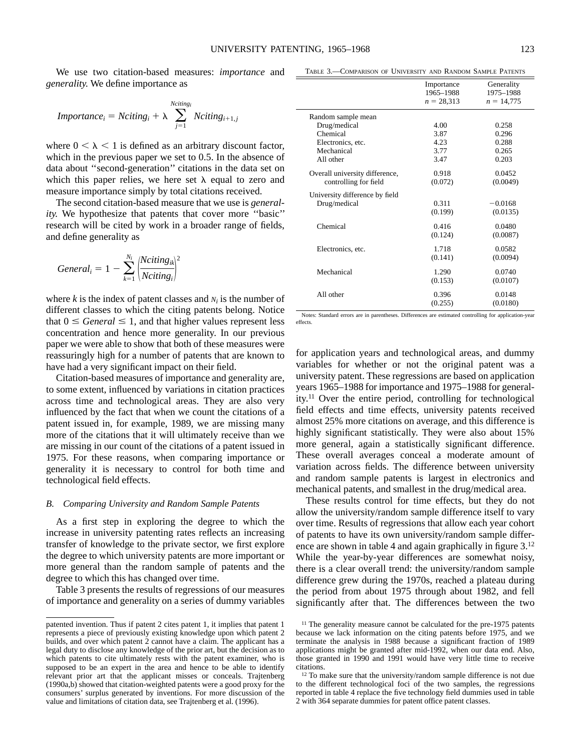We use two citation-based measures: *importance* and *generality.* We define importance as

$$Importance_i = Nciting_i + \lambda \sum_{j=1}^{Nciting_i} Nciting_{i+1,j}$$

where $0 < \lambda < 1$ is defined as an arbitrary discount factor, which in the previous paper we set to 0.5. In the absence of data about ''second-generation'' citations in the data set on which this paper relies, we here set $\lambda$ equal to zero and measure importance simply by total citations received.

The second citation-based measure that we use is *generality.* We hypothesize that patents that cover more ''basic'' research will be cited by work in a broader range of fields, and define generality as

$$General_i = 1 - \sum_{k=1}^{N_i} \left(\frac{Nciting_{ik}}{Nciting_i}\right)^2$$

where $k$ is the index of patent classes and $N_i$ is the number of different classes to which the citing patents belong. Notice that $0 \leq General \leq 1$, and that higher values represent less concentration and hence more generality. In our previous paper we were able to show that both of these measures were reassuringly high for a number of patents that are known to have had a very significant impact on their field.

Citation-based measures of importance and generality are, to some extent, influenced by variations in citation practices across time and technological areas. They are also very influenced by the fact that when we count the citations of a patent issued in, for example, 1989, we are missing many more of the citations that it will ultimately receive than we are missing in our count of the citations of a patent issued in 1975. For these reasons, when comparing importance or generality it is necessary to control for both time and technological field effects.

### B. Comparing University and Random Sample Patents

As a first step in exploring the degree to which the increase in university patenting rates reflects an increasing transfer of knowledge to the private sector, we first explore the degree to which university patents are more important or more general than the random sample of patents and the degree to which this has changed over time.

Table 3 presents the results of regressions of our measures of importance and generality on a series of dummy variables for application years and technological areas, and dummy variables for whether or not the original patent was a university patent. These regressions are based on application years 1965–1988 for importance and 1975–1988 for generality.[11] Over the entire period, controlling for technological field effects and time effects, university patents received almost 25% more citations on average, and this difference is highly significant statistically. They were also about 15% more general, again a statistically significant difference. These overall averages conceal a moderate amount of variation across fields. The difference between university and random sample patents is largest in electronics and mechanical patents, and smallest in the drug/medical area.

TABLE 3.—COMPARISON OF UNIVERSITY AND RANDOM SAMPLE PATENTS

| | Importance 1965–1988 $n = 28{,}313$ | Generality 1975–1988 $n = 14{,}775$ |
|---|---|---|
| Random sample mean | | |
| Drug/medical | 4.00 | 0.258 |
| Chemical | 3.87 | 0.296 |
| Electronics, etc. | 4.23 | 0.288 |
| Mechanical | 3.77 | 0.265 |
| All other | 3.47 | 0.203 |
| Overall university difference, controlling for field | 0.918 (0.072) | 0.0452 (0.0049) |
| University difference by field | | |
| Drug/medical | 0.311 (0.199) | −0.0168 (0.0135) |
| Chemical | 0.416 (0.124) | 0.0480 (0.0087) |
| Electronics, etc. | 1.718 (0.141) | 0.0582 (0.0094) |
| Mechanical | 1.290 (0.153) | 0.0740 (0.0107) |
| All other | 0.396 (0.255) | 0.0148 (0.0180) |

Notes: Standard errors are in parentheses. Differences are estimated controlling for application-year effects.

These results control for time effects, but they do not allow the university/random sample difference itself to vary over time. Results of regressions that allow each year cohort of patents to have its own university/random sample difference are shown in table 4 and again graphically in figure 3.[12] While the year-by-year differences are somewhat noisy, there is a clear overall trend: the university/random sample difference grew during the 1970s, reached a plateau during the period from about 1975 through about 1982, and fell significantly after that. The differences between the two

---

patented invention. Thus if patent 2 cites patent 1, it implies that patent 1 represents a piece of previously existing knowledge upon which patent 2 builds, and over which patent 2 cannot have a claim. The applicant has a legal duty to disclose any knowledge of the prior art, but the decision as to which patents to cite ultimately rests with the patent examiner, who is supposed to be an expert in the area and hence to be able to identify relevant prior art that the applicant misses or conceals. Trajtenberg (1990a,b) showed that citation-weighted patents were a good proxy for the consumers' surplus generated by inventions. For more discussion of the value and limitations of citation data, see Trajtenberg et al. (1996).

[11] The generality measure cannot be calculated for the pre-1975 patents because we lack information on the citing patents before 1975, and we terminate the analysis in 1988 because a significant fraction of 1989 applications might be granted after mid-1992, when our data end. Also, those granted in 1990 and 1991 would have very little time to receive citations.

[12] To make sure that the university/random sample difference is not due to the different technological foci of the two samples, the regressions reported in table 4 replace the five technology field dummies used in table 2 with 364 separate dummies for patent office patent classes.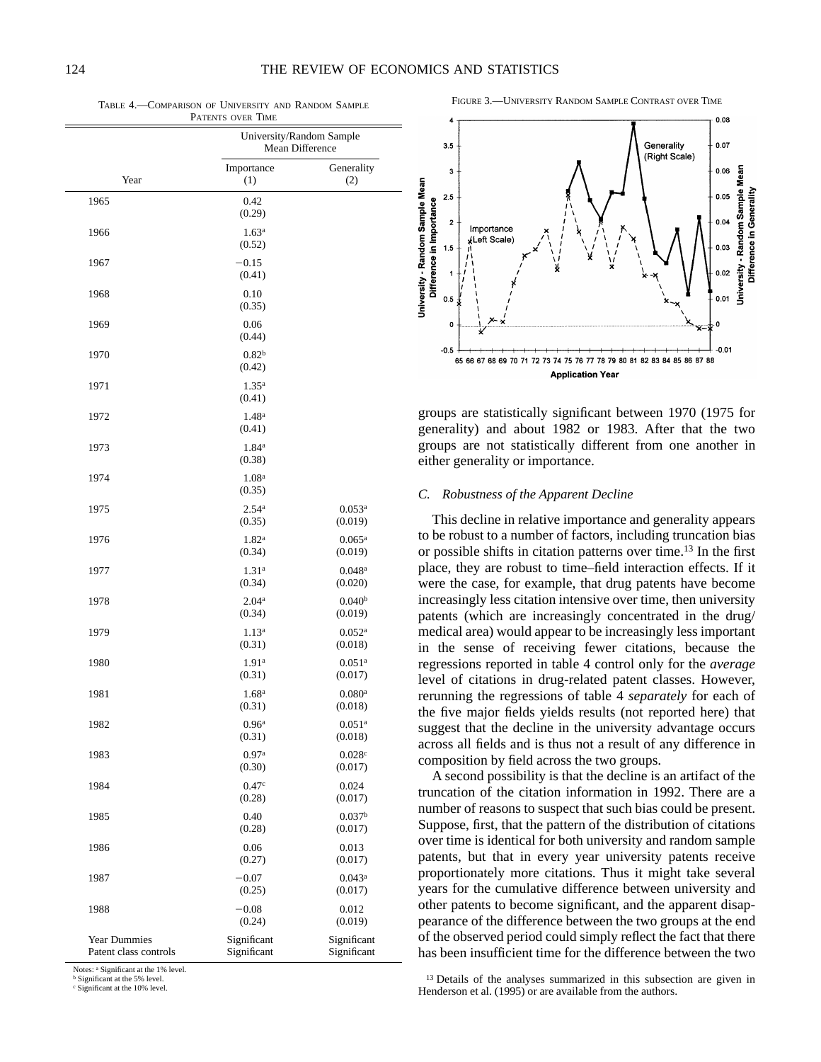TABLE 4.—COMPARISON OF UNIVERSITY AND RANDOM SAMPLE PATENTS OVER TIME

| | University/Random Sample Mean Difference | |
|---|---|---|
| Year | Importance (1) | Generality (2) |
| 1965 | 0.42 (0.29) | |
| 1966 | 1.63[a] (0.52) | |
| 1967 | −0.15 (0.41) | |
| 1968 | 0.10 (0.35) | |
| 1969 | 0.06 (0.44) | |
| 1970 | 0.82[b] (0.42) | |
| 1971 | 1.35[a] (0.41) | |
| 1972 | 1.48[a] (0.41) | |
| 1973 | 1.84[a] (0.38) | |
| 1974 | 1.08[a] (0.35) | |
| 1975 | 2.54[a] (0.35) | 0.053[a] (0.019) |
| 1976 | 1.82[a] (0.34) | 0.065[a] (0.019) |
| 1977 | 1.31[a] (0.34) | 0.048[a] (0.020) |
| 1978 | 2.04[a] (0.34) | 0.040[b] (0.019) |
| 1979 | 1.13[a] (0.31) | 0.052[a] (0.018) |
| 1980 | 1.91[a] (0.31) | 0.051[a] (0.017) |
| 1981 | 1.68[a] (0.31) | 0.080[a] (0.018) |
| 1982 | 0.96[a] (0.31) | 0.051[a] (0.018) |
| 1983 | 0.97[a] (0.30) | 0.028[c] (0.017) |
| 1984 | 0.47[c] (0.28) | 0.024 (0.017) |
| 1985 | 0.40 (0.28) | 0.037[b] (0.017) |
| 1986 | 0.06 (0.27) | 0.013 (0.017) |
| 1987 | −0.07 (0.25) | 0.043[a] (0.017) |
| 1988 | −0.08 (0.24) | 0.012 (0.019) |
| Year Dummies | Significant | Significant |
| Patent class controls | Significant | Significant |

Notes: [a] Significant at the 1% level.
[b] Significant at the 5% level.
[c] Significant at the 10% level.

FIGURE 3.—UNIVERSITY RANDOM SAMPLE CONTRAST OVER TIME

groups are statistically significant between 1970 (1975 for generality) and about 1982 or 1983. After that the two groups are not statistically different from one another in either generality or importance.

### C. Robustness of the Apparent Decline

This decline in relative importance and generality appears to be robust to a number of factors, including truncation bias or possible shifts in citation patterns over time.[13] In the first place, they are robust to time–field interaction effects. If it were the case, for example, that drug patents have become increasingly less citation intensive over time, then university patents (which are increasingly concentrated in the drug/medical area) would appear to be increasingly less important in the sense of receiving fewer citations, because the regressions reported in table 4 control only for the *average* level of citations in drug-related patent classes. However, rerunning the regressions of table 4 *separately* for each of the five major fields yields results (not reported here) that suggest that the decline in the university advantage occurs across all fields and is thus not a result of any difference in composition by field across the two groups.

A second possibility is that the decline is an artifact of the truncation of the citation information in 1992. There are a number of reasons to suspect that such bias could be present. Suppose, first, that the pattern of the distribution of citations over time is identical for both university and random sample patents, but that in every year university patents receive proportionately more citations. Thus it might take several years for the cumulative difference between university and other patents to become significant, and the apparent disappearance of the difference between the two groups at the end of the observed period could simply reflect the fact that there has been insufficient time for the difference between the two

[13] Details of the analyses summarized in this subsection are given in Henderson et al. (1995) or are available from the authors.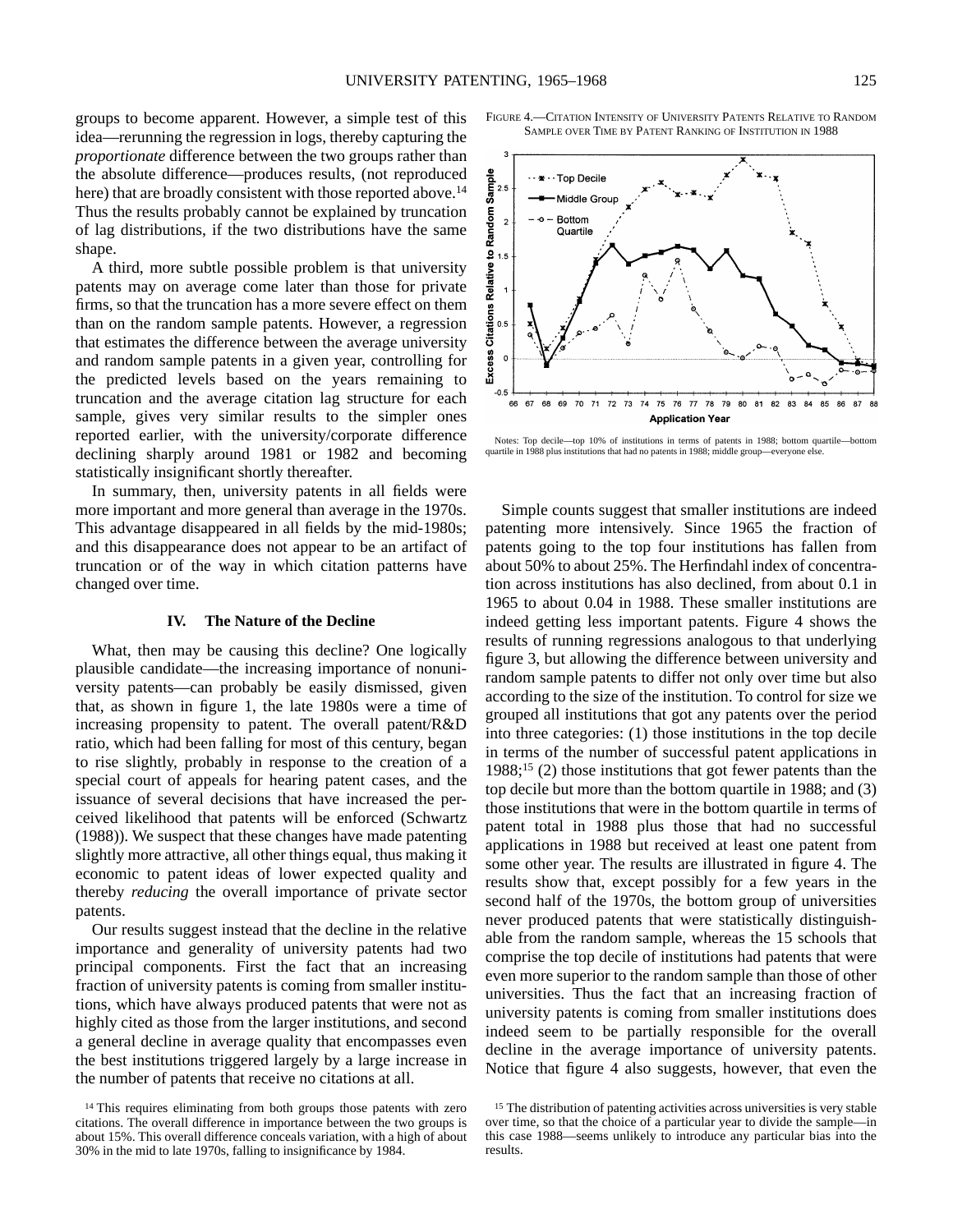groups to become apparent. However, a simple test of this idea—rerunning the regression in logs, thereby capturing the *proportionate* difference between the two groups rather than the absolute difference—produces results, (not reproduced here) that are broadly consistent with those reported above.[14] Thus the results probably cannot be explained by truncation of lag distributions, if the two distributions have the same shape.

A third, more subtle possible problem is that university patents may on average come later than those for private firms, so that the truncation has a more severe effect on them than on the random sample patents. However, a regression that estimates the difference between the average university and random sample patents in a given year, controlling for the predicted levels based on the years remaining to truncation and the average citation lag structure for each sample, gives very similar results to the simpler ones reported earlier, with the university/corporate difference declining sharply around 1981 or 1982 and becoming statistically insignificant shortly thereafter.

In summary, then, university patents in all fields were more important and more general than average in the 1970s. This advantage disappeared in all fields by the mid-1980s; and this disappearance does not appear to be an artifact of truncation or of the way in which citation patterns have changed over time.

## IV. The Nature of the Decline

What, then may be causing this decline? One logically plausible candidate—the increasing importance of nonuniversity patents—can probably be easily dismissed, given that, as shown in figure 1, the late 1980s were a time of increasing propensity to patent. The overall patent/R&D ratio, which had been falling for most of this century, began to rise slightly, probably in response to the creation of a special court of appeals for hearing patent cases, and the issuance of several decisions that have increased the perceived likelihood that patents will be enforced (Schwartz (1988)). We suspect that these changes have made patenting slightly more attractive, all other things equal, thus making it economic to patent ideas of lower expected quality and thereby *reducing* the overall importance of private sector patents.

Our results suggest instead that the decline in the relative importance and generality of university patents had two principal components. First the fact that an increasing fraction of university patents is coming from smaller institutions, which have always produced patents that were not as highly cited as those from the larger institutions, and second a general decline in average quality that encompasses even the best institutions triggered largely by a large increase in the number of patents that receive no citations at all.

FIGURE 4.—CITATION INTENSITY OF UNIVERSITY PATENTS RELATIVE TO RANDOM SAMPLE OVER TIME BY PATENT RANKING OF INSTITUTION IN 1988

Notes: Top decile—top 10% of institutions in terms of patents in 1988; bottom quartile—bottom quartile in 1988 plus institutions that had no patents in 1988; middle group—everyone else.

Simple counts suggest that smaller institutions are indeed patenting more intensively. Since 1965 the fraction of patents going to the top four institutions has fallen from about 50% to about 25%. The Herfindahl index of concentration across institutions has also declined, from about 0.1 in 1965 to about 0.04 in 1988. These smaller institutions are indeed getting less important patents. Figure 4 shows the results of running regressions analogous to that underlying figure 3, but allowing the difference between university and random sample patents to differ not only over time but also according to the size of the institution. To control for size we grouped all institutions that got any patents over the period into three categories: (1) those institutions in the top decile in terms of the number of successful patent applications in 1988;[15] (2) those institutions that got fewer patents than the top decile but more than the bottom quartile in 1988; and (3) those institutions that were in the bottom quartile in terms of patent total in 1988 plus those that had no successful applications in 1988 but received at least one patent from some other year. The results are illustrated in figure 4. The results show that, except possibly for a few years in the second half of the 1970s, the bottom group of universities never produced patents that were statistically distinguishable from the random sample, whereas the 15 schools that comprise the top decile of institutions had patents that were even more superior to the random sample than those of other universities. Thus the fact that an increasing fraction of university patents is coming from smaller institutions does indeed seem to be partially responsible for the overall decline in the average importance of university patents. Notice that figure 4 also suggests, however, that even the

[14] This requires eliminating from both groups those patents with zero citations. The overall difference in importance between the two groups is about 15%. This overall difference conceals variation, with a high of about 30% in the mid to late 1970s, falling to insignificance by 1984.

[15] The distribution of patenting activities across universities is very stable over time, so that the choice of a particular year to divide the sample—in this case 1988—seems unlikely to introduce any particular bias into the results.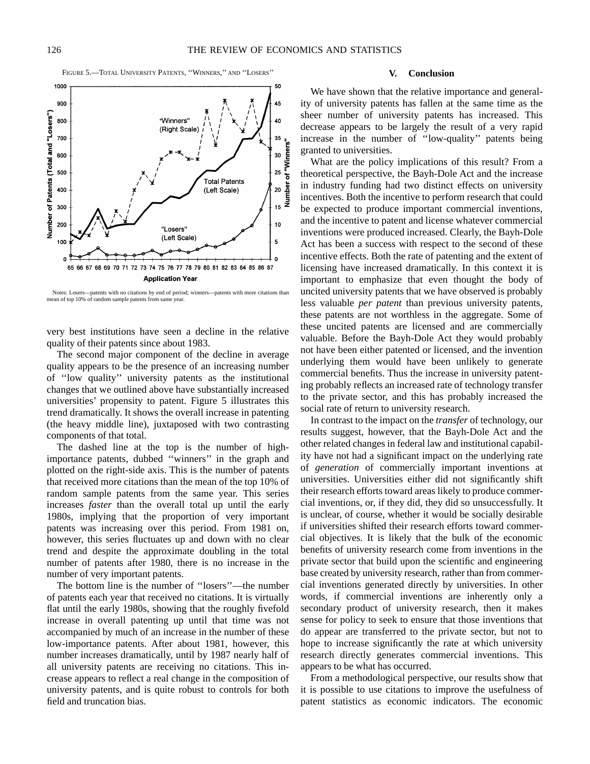FIGURE 5.—TOTAL UNIVERSITY PATENTS, "WINNERS," AND "LOSERS"

Notes: Losers—patents with no citations by end of period; winners—patents with more citations than mean of top 10% of random sample patents from same year.

very best institutions have seen a decline in the relative quality of their patents since about 1983.

The second major component of the decline in average quality appears to be the presence of an increasing number of "low quality" university patents as the institutional changes that we outlined above have substantially increased universities' propensity to patent. Figure 5 illustrates this trend dramatically. It shows the overall increase in patenting (the heavy middle line), juxtaposed with two contrasting components of that total.

The dashed line at the top is the number of high-importance patents, dubbed "winners" in the graph and plotted on the right-side axis. This is the number of patents that received more citations than the mean of the top 10% of random sample patents from the same year. This series increases *faster* than the overall total up until the early 1980s, implying that the proportion of very important patents was increasing over this period. From 1981 on, however, this series fluctuates up and down with no clear trend and despite the approximate doubling in the total number of patents after 1980, there is no increase in the number of very important patents.

The bottom line is the number of "losers"—the number of patents each year that received no citations. It is virtually flat until the early 1980s, showing that the roughly fivefold increase in overall patenting up until that time was not accompanied by much of an increase in the number of these low-importance patents. After about 1981, however, this number increases dramatically, until by 1987 nearly half of all university patents are receiving no citations. This increase appears to reflect a real change in the composition of university patents, and is quite robust to controls for both field and truncation bias.

## V. Conclusion

We have shown that the relative importance and generality of university patents has fallen at the same time as the sheer number of university patents has increased. This decrease appears to be largely the result of a very rapid increase in the number of "low-quality" patents being granted to universities.

What are the policy implications of this result? From a theoretical perspective, the Bayh-Dole Act and the increase in industry funding had two distinct effects on university incentives. Both the incentive to perform research that could be expected to produce important commercial inventions, and the incentive to patent and license whatever commercial inventions were produced increased. Clearly, the Bayh-Dole Act has been a success with respect to the second of these incentive effects. Both the rate of patenting and the extent of licensing have increased dramatically. In this context it is important to emphasize that even thought the body of uncited university patents that we have observed is probably less valuable *per patent* than previous university patents, these patents are not worthless in the aggregate. Some of these uncited patents are licensed and are commercially valuable. Before the Bayh-Dole Act they would probably not have been either patented or licensed, and the invention underlying them would have been unlikely to generate commercial benefits. Thus the increase in university patenting probably reflects an increased rate of technology transfer to the private sector, and this has probably increased the social rate of return to university research.

In contrast to the impact on the *transfer* of technology, our results suggest, however, that the Bayh-Dole Act and the other related changes in federal law and institutional capability have not had a significant impact on the underlying rate of *generation* of commercially important inventions at universities. Universities either did not significantly shift their research efforts toward areas likely to produce commercial inventions, or, if they did, they did so unsuccessfully. It is unclear, of course, whether it would be socially desirable if universities shifted their research efforts toward commercial objectives. It is likely that the bulk of the economic benefits of university research come from inventions in the private sector that build upon the scientific and engineering base created by university research, rather than from commercial inventions generated directly by universities. In other words, if commercial inventions are inherently only a secondary product of university research, then it makes sense for policy to seek to ensure that those inventions that do appear are transferred to the private sector, but not to hope to increase significantly the rate at which university research directly generates commercial inventions. This appears to be what has occurred.

From a methodological perspective, our results show that it is possible to use citations to improve the usefulness of patent statistics as economic indicators. The economic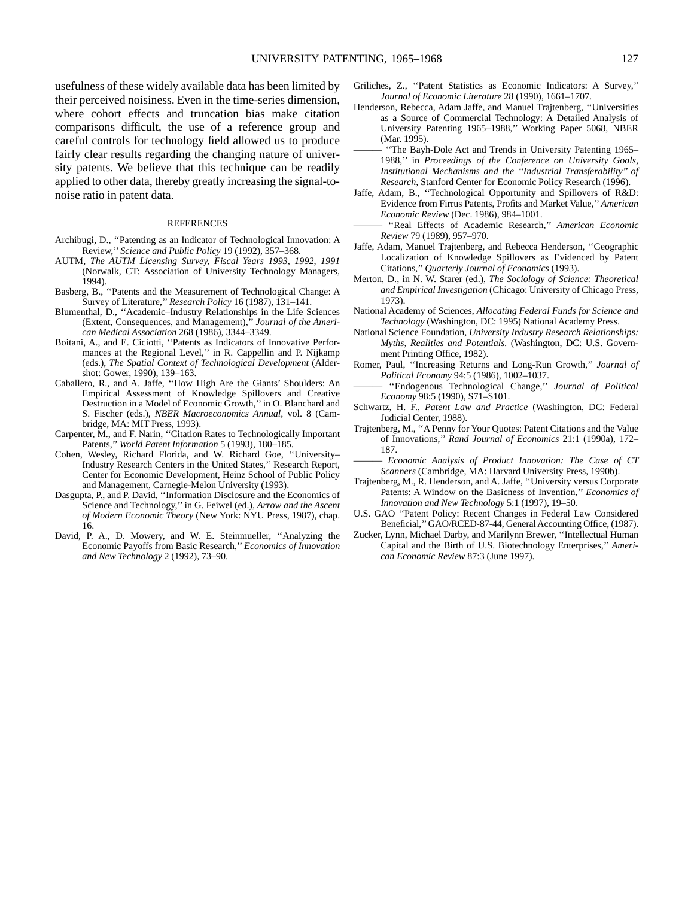usefulness of these widely available data has been limited by their perceived noisiness. Even in the time-series dimension, where cohort effects and truncation bias make citation comparisons difficult, the use of a reference group and careful controls for technology field allowed us to produce fairly clear results regarding the changing nature of university patents. We believe that this technique can be readily applied to other data, thereby greatly increasing the signal-to-noise ratio in patent data.

## REFERENCES

Archibugi, D., ''Patenting as an Indicator of Technological Innovation: A Review,'' *Science and Public Policy* 19 (1992), 357–368.

AUTM, *The AUTM Licensing Survey, Fiscal Years 1993, 1992, 1991* (Norwalk, CT: Association of University Technology Managers, 1994).

Basberg, B., ''Patents and the Measurement of Technological Change: A Survey of Literature,'' *Research Policy* 16 (1987), 131–141.

Blumenthal, D., ''Academic–Industry Relationships in the Life Sciences (Extent, Consequences, and Management),'' *Journal of the American Medical Association* 268 (1986), 3344–3349.

Boitani, A., and E. Ciciotti, ''Patents as Indicators of Innovative Performances at the Regional Level,'' in R. Cappellin and P. Nijkamp (eds.), *The Spatial Context of Technological Development* (Aldershot: Gower, 1990), 139–163.

Caballero, R., and A. Jaffe, ''How High Are the Giants' Shoulders: An Empirical Assessment of Knowledge Spillovers and Creative Destruction in a Model of Economic Growth,'' in O. Blanchard and S. Fischer (eds.), *NBER Macroeconomics Annual,* vol. 8 (Cambridge, MA: MIT Press, 1993).

Carpenter, M., and F. Narin, ''Citation Rates to Technologically Important Patents,'' *World Patent Information* 5 (1993), 180–185.

Cohen, Wesley, Richard Florida, and W. Richard Goe, ''University–Industry Research Centers in the United States,'' Research Report, Center for Economic Development, Heinz School of Public Policy and Management, Carnegie-Melon University (1993).

Dasgupta, P., and P. David, ''Information Disclosure and the Economics of Science and Technology,'' in G. Feiwel (ed.), *Arrow and the Ascent of Modern Economic Theory* (New York: NYU Press, 1987), chap. 16.

David, P. A., D. Mowery, and W. E. Steinmueller, ''Analyzing the Economic Payoffs from Basic Research,'' *Economics of Innovation and New Technology* 2 (1992), 73–90.

Griliches, Z., ''Patent Statistics as Economic Indicators: A Survey,'' *Journal of Economic Literature* 28 (1990), 1661–1707.

Henderson, Rebecca, Adam Jaffe, and Manuel Trajtenberg, ''Universities as a Source of Commercial Technology: A Detailed Analysis of University Patenting 1965–1988,'' Working Paper 5068, NBER (Mar. 1995).

——— ''The Bayh-Dole Act and Trends in University Patenting 1965–1988,'' in *Proceedings of the Conference on University Goals, Institutional Mechanisms and the ''Industrial Transferability'' of Research,* Stanford Center for Economic Policy Research (1996).

Jaffe, Adam, B., ''Technological Opportunity and Spillovers of R&D: Evidence from Firrus Patents, Profits and Market Value,'' *American Economic Review* (Dec. 1986), 984–1001.

——— ''Real Effects of Academic Research,'' *American Economic Review* 79 (1989), 957–970.

Jaffe, Adam, Manuel Trajtenberg, and Rebecca Henderson, ''Geographic Localization of Knowledge Spillovers as Evidenced by Patent Citations,'' *Quarterly Journal of Economics* (1993).

Merton, D., in N. W. Starer (ed.), *The Sociology of Science: Theoretical and Empirical Investigation* (Chicago: University of Chicago Press, 1973).

National Academy of Sciences, *Allocating Federal Funds for Science and Technology* (Washington, DC: 1995) National Academy Press.

National Science Foundation, *University Industry Research Relationships: Myths, Realities and Potentials.* (Washington, DC: U.S. Government Printing Office, 1982).

Romer, Paul, ''Increasing Returns and Long-Run Growth,'' *Journal of Political Economy* 94:5 (1986), 1002–1037.

——— ''Endogenous Technological Change,'' *Journal of Political Economy* 98:5 (1990), S71–S101.

Schwartz, H. F., *Patent Law and Practice* (Washington, DC: Federal Judicial Center, 1988).

Trajtenberg, M., ''A Penny for Your Quotes: Patent Citations and the Value of Innovations,'' *Rand Journal of Economics* 21:1 (1990a), 172–187.

——— *Economic Analysis of Product Innovation: The Case of CT Scanners* (Cambridge, MA: Harvard University Press, 1990b).

Trajtenberg, M., R. Henderson, and A. Jaffe, ''University versus Corporate Patents: A Window on the Basicness of Invention,'' *Economics of Innovation and New Technology* 5:1 (1997), 19–50.

U.S. GAO ''Patent Policy: Recent Changes in Federal Law Considered Beneficial,'' GAO/RCED-87-44, General Accounting Office, (1987).

Zucker, Lynn, Michael Darby, and Marilynn Brewer, ''Intellectual Human Capital and the Birth of U.S. Biotechnology Enterprises,'' *American Economic Review* 87:3 (June 1997).